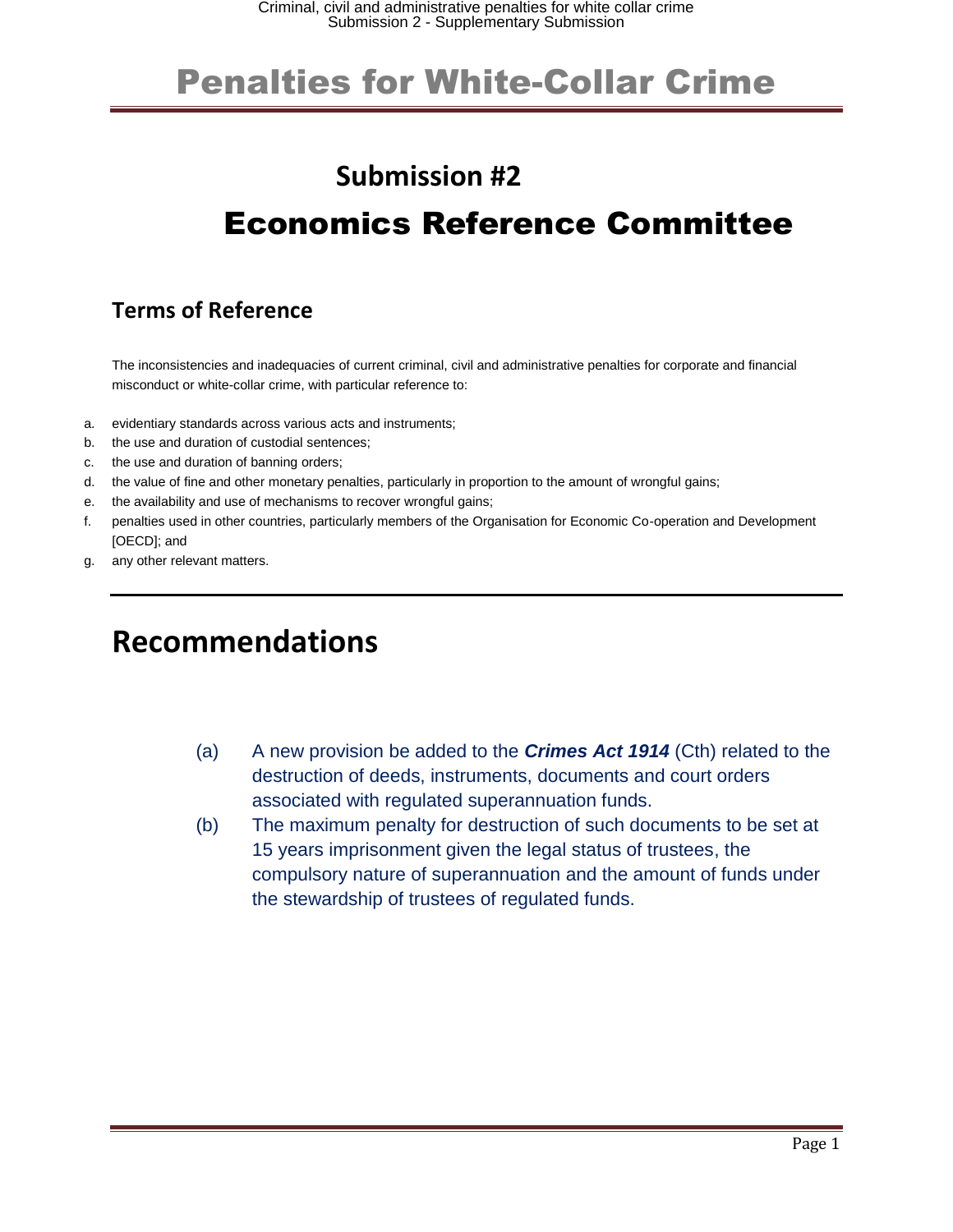# Penalties for White-Collar Crime

## Submission #2

## Economics Reference Committee

### Terms of Reference

The inconsistencies and inadequacies of current criminal, civil and administrative penalties for corporate and financial misconduct or white-collar crime, with particular reference to:

a. evidentiary standards across various acts and instruments;
b. the use and duration of custodial sentences;
c. the use and duration of banning orders;
d. the value of fine and other monetary penalties, particularly in proportion to the amount of wrongful gains;
e. the availability and use of mechanisms to recover wrongful gains;
f. penalties used in other countries, particularly members of the Organisation for Economic Co-operation and Development [OECD]; and
g. any other relevant matters.

## Recommendations

(a) A new provision be added to the ***Crimes Act 1914*** (Cth) related to the destruction of deeds, instruments, documents and court orders associated with regulated superannuation funds.

(b) The maximum penalty for destruction of such documents to be set at 15 years imprisonment given the legal status of trustees, the compulsory nature of superannuation and the amount of funds under the stewardship of trustees of regulated funds.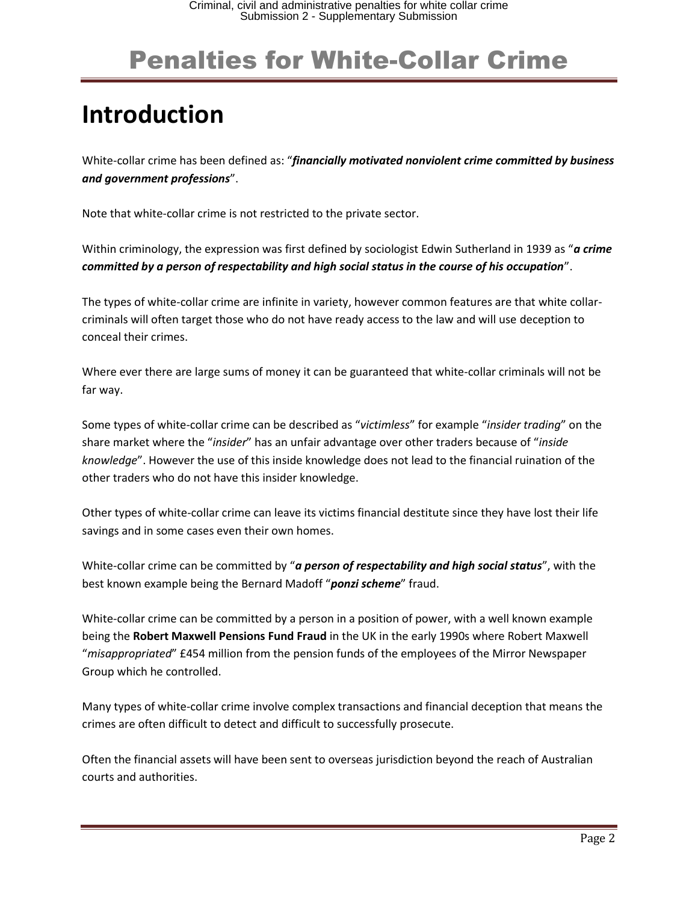# Penalties for White-Collar Crime

## Introduction

White-collar crime has been defined as: "***financially motivated nonviolent crime committed by business and government professions***".

Note that white-collar crime is not restricted to the private sector.

Within criminology, the expression was first defined by sociologist Edwin Sutherland in 1939 as "***a crime committed by a person of respectability and high social status in the course of his occupation***".

The types of white-collar crime are infinite in variety, however common features are that white collar-criminals will often target those who do not have ready access to the law and will use deception to conceal their crimes.

Where ever there are large sums of money it can be guaranteed that white-collar criminals will not be far way.

Some types of white-collar crime can be described as "*victimless*" for example "*insider trading*" on the share market where the "*insider*" has an unfair advantage over other traders because of "*inside knowledge*". However the use of this inside knowledge does not lead to the financial ruination of the other traders who do not have this insider knowledge.

Other types of white-collar crime can leave its victims financial destitute since they have lost their life savings and in some cases even their own homes.

White-collar crime can be committed by "***a person of respectability and high social status***", with the best known example being the Bernard Madoff "***ponzi scheme***" fraud.

White-collar crime can be committed by a person in a position of power, with a well known example being the **Robert Maxwell Pensions Fund Fraud** in the UK in the early 1990s where Robert Maxwell "*misappropriated*" £454 million from the pension funds of the employees of the Mirror Newspaper Group which he controlled.

Many types of white-collar crime involve complex transactions and financial deception that means the crimes are often difficult to detect and difficult to successfully prosecute.

Often the financial assets will have been sent to overseas jurisdiction beyond the reach of Australian courts and authorities.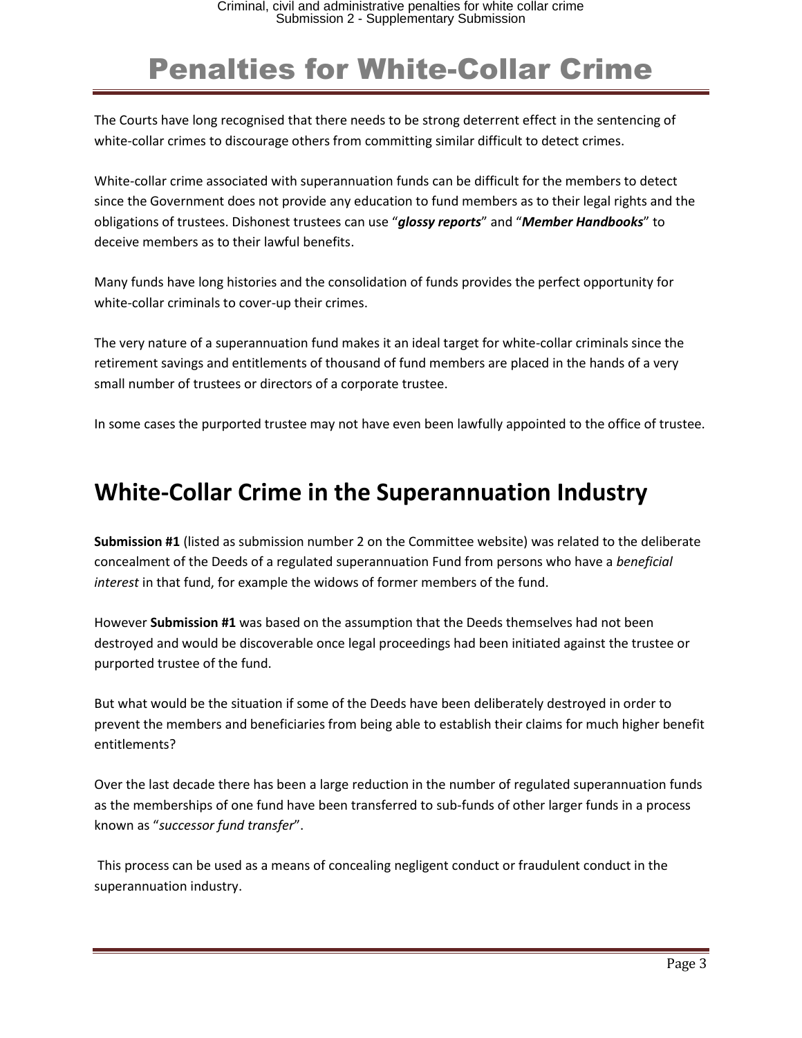# Penalties for White-Collar Crime

The Courts have long recognised that there needs to be strong deterrent effect in the sentencing of white-collar crimes to discourage others from committing similar difficult to detect crimes.

White-collar crime associated with superannuation funds can be difficult for the members to detect since the Government does not provide any education to fund members as to their legal rights and the obligations of trustees. Dishonest trustees can use "***glossy reports***" and "***Member Handbooks***" to deceive members as to their lawful benefits.

Many funds have long histories and the consolidation of funds provides the perfect opportunity for white-collar criminals to cover-up their crimes.

The very nature of a superannuation fund makes it an ideal target for white-collar criminals since the retirement savings and entitlements of thousand of fund members are placed in the hands of a very small number of trustees or directors of a corporate trustee.

In some cases the purported trustee may not have even been lawfully appointed to the office of trustee.

# White-Collar Crime in the Superannuation Industry

**Submission #1** (listed as submission number 2 on the Committee website) was related to the deliberate concealment of the Deeds of a regulated superannuation Fund from persons who have a *beneficial interest* in that fund, for example the widows of former members of the fund.

However **Submission #1** was based on the assumption that the Deeds themselves had not been destroyed and would be discoverable once legal proceedings had been initiated against the trustee or purported trustee of the fund.

But what would be the situation if some of the Deeds have been deliberately destroyed in order to prevent the members and beneficiaries from being able to establish their claims for much higher benefit entitlements?

Over the last decade there has been a large reduction in the number of regulated superannuation funds as the memberships of one fund have been transferred to sub-funds of other larger funds in a process known as "*successor fund transfer*".

This process can be used as a means of concealing negligent conduct or fraudulent conduct in the superannuation industry.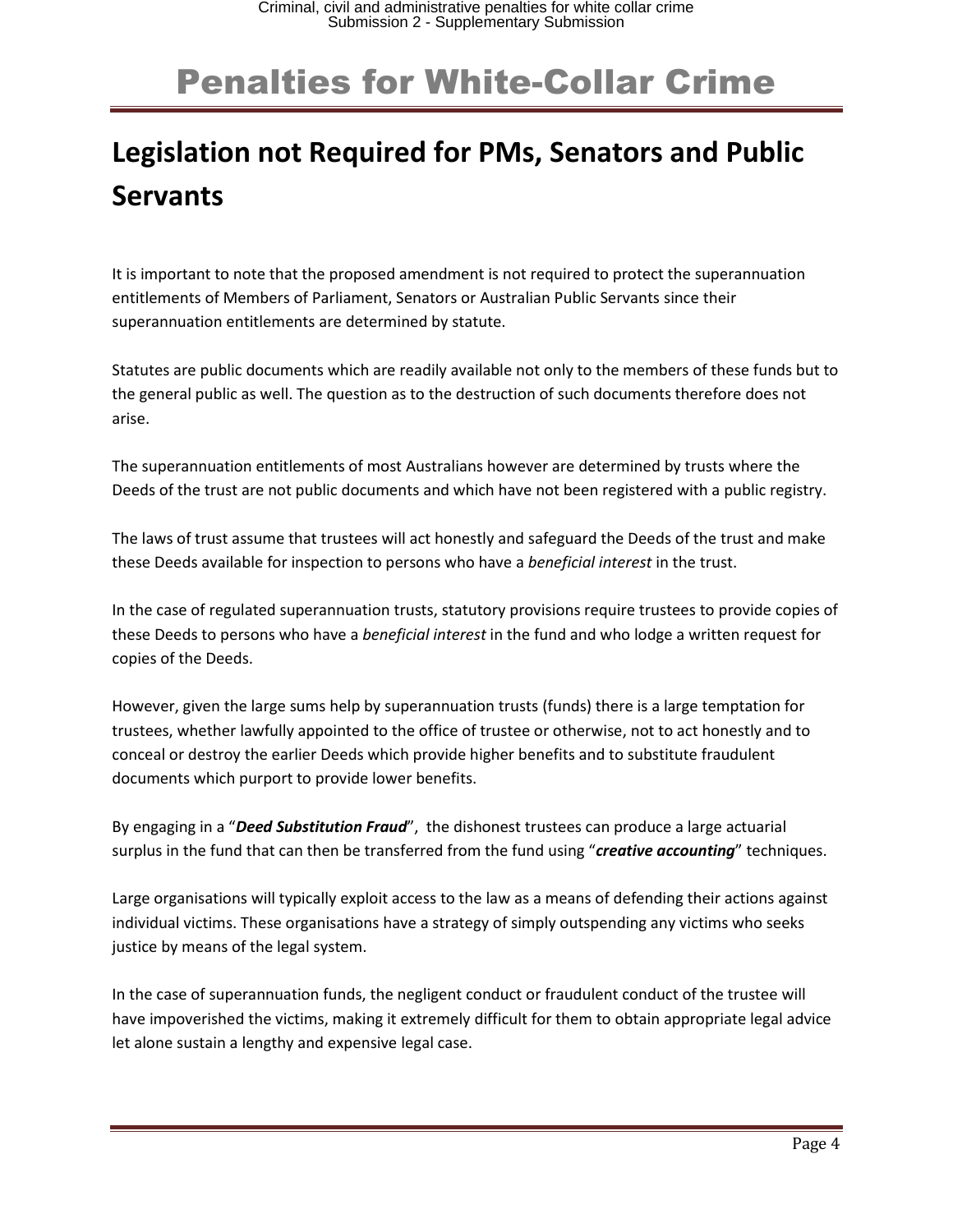# Penalties for White-Collar Crime

## Legislation not Required for PMs, Senators and Public Servants

It is important to note that the proposed amendment is not required to protect the superannuation entitlements of Members of Parliament, Senators or Australian Public Servants since their superannuation entitlements are determined by statute.

Statutes are public documents which are readily available not only to the members of these funds but to the general public as well. The question as to the destruction of such documents therefore does not arise.

The superannuation entitlements of most Australians however are determined by trusts where the Deeds of the trust are not public documents and which have not been registered with a public registry.

The laws of trust assume that trustees will act honestly and safeguard the Deeds of the trust and make these Deeds available for inspection to persons who have a *beneficial interest* in the trust.

In the case of regulated superannuation trusts, statutory provisions require trustees to provide copies of these Deeds to persons who have a *beneficial interest* in the fund and who lodge a written request for copies of the Deeds.

However, given the large sums help by superannuation trusts (funds) there is a large temptation for trustees, whether lawfully appointed to the office of trustee or otherwise, not to act honestly and to conceal or destroy the earlier Deeds which provide higher benefits and to substitute fraudulent documents which purport to provide lower benefits.

By engaging in a "***Deed Substitution Fraud***", the dishonest trustees can produce a large actuarial surplus in the fund that can then be transferred from the fund using "***creative accounting***" techniques.

Large organisations will typically exploit access to the law as a means of defending their actions against individual victims. These organisations have a strategy of simply outspending any victims who seeks justice by means of the legal system.

In the case of superannuation funds, the negligent conduct or fraudulent conduct of the trustee will have impoverished the victims, making it extremely difficult for them to obtain appropriate legal advice let alone sustain a lengthy and expensive legal case.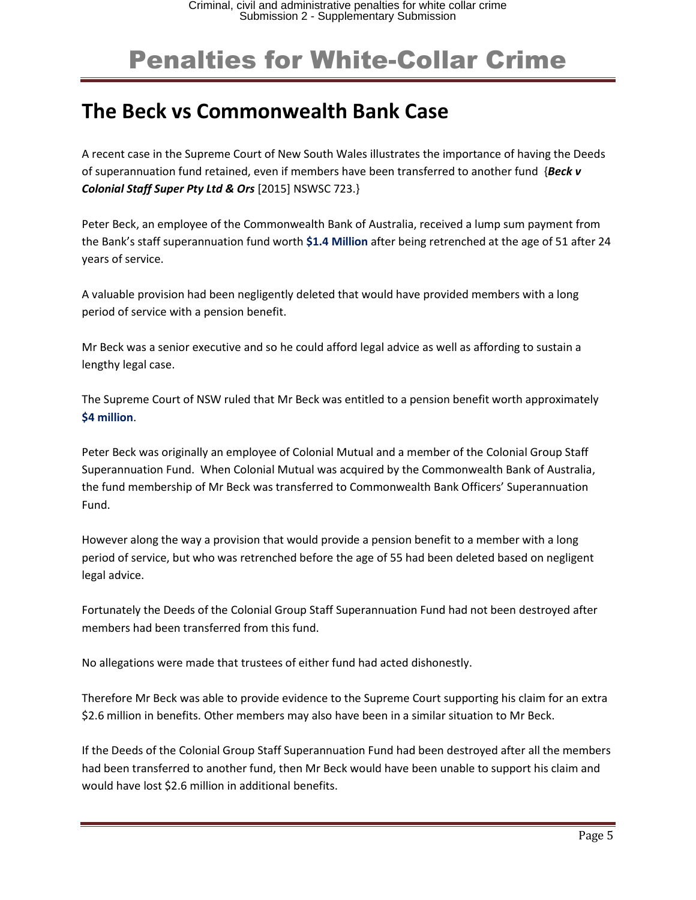# Penalties for White-Collar Crime

## The Beck vs Commonwealth Bank Case

A recent case in the Supreme Court of New South Wales illustrates the importance of having the Deeds of superannuation fund retained, even if members have been transferred to another fund {***Beck v Colonial Staff Super Pty Ltd & Ors*** [2015] NSWSC 723.}

Peter Beck, an employee of the Commonwealth Bank of Australia, received a lump sum payment from the Bank's staff superannuation fund worth **$1.4 Million** after being retrenched at the age of 51 after 24 years of service.

A valuable provision had been negligently deleted that would have provided members with a long period of service with a pension benefit.

Mr Beck was a senior executive and so he could afford legal advice as well as affording to sustain a lengthy legal case.

The Supreme Court of NSW ruled that Mr Beck was entitled to a pension benefit worth approximately **$4 million**.

Peter Beck was originally an employee of Colonial Mutual and a member of the Colonial Group Staff Superannuation Fund. When Colonial Mutual was acquired by the Commonwealth Bank of Australia, the fund membership of Mr Beck was transferred to Commonwealth Bank Officers' Superannuation Fund.

However along the way a provision that would provide a pension benefit to a member with a long period of service, but who was retrenched before the age of 55 had been deleted based on negligent legal advice.

Fortunately the Deeds of the Colonial Group Staff Superannuation Fund had not been destroyed after members had been transferred from this fund.

No allegations were made that trustees of either fund had acted dishonestly.

Therefore Mr Beck was able to provide evidence to the Supreme Court supporting his claim for an extra $2.6 million in benefits. Other members may also have been in a similar situation to Mr Beck.

If the Deeds of the Colonial Group Staff Superannuation Fund had been destroyed after all the members had been transferred to another fund, then Mr Beck would have been unable to support his claim and would have lost $2.6 million in additional benefits.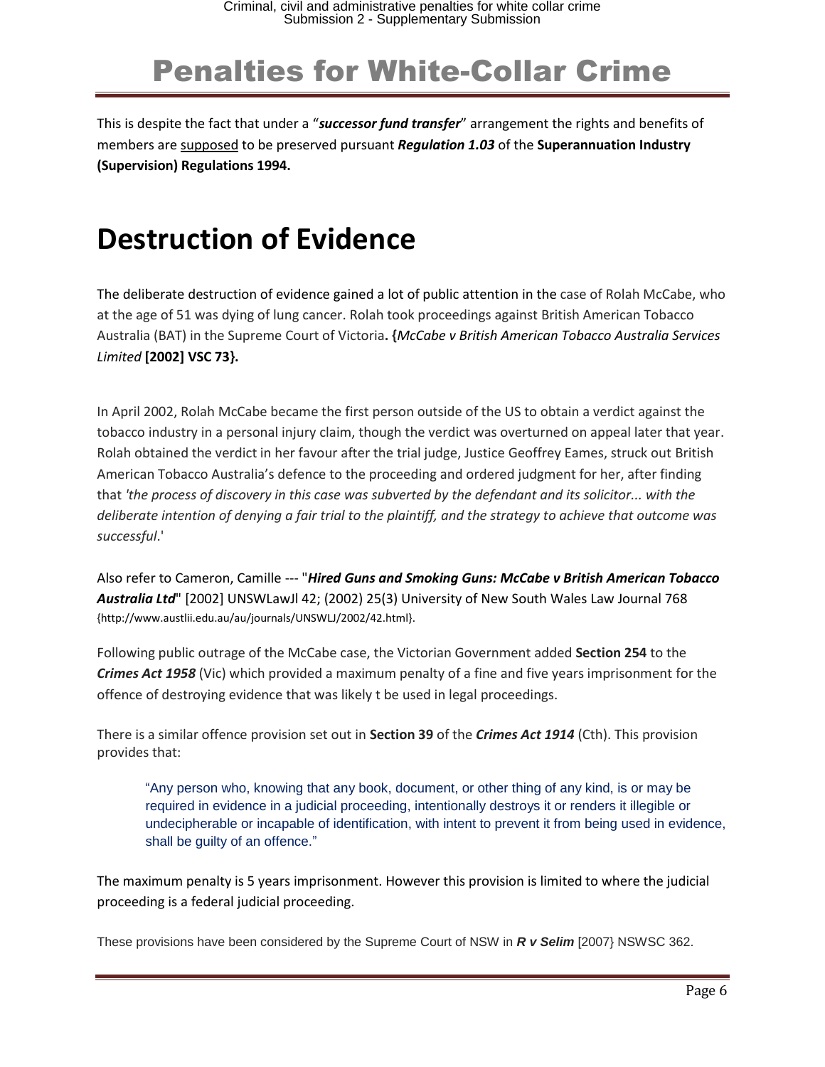# Penalties for White-Collar Crime

This is despite the fact that under a "***successor fund transfer***" arrangement the rights and benefits of members are <u>supposed</u> to be preserved pursuant ***Regulation 1.03*** of the **Superannuation Industry (Supervision) Regulations 1994.**

# Destruction of Evidence

The deliberate destruction of evidence gained a lot of public attention in the case of Rolah McCabe, who at the age of 51 was dying of lung cancer. Rolah took proceedings against British American Tobacco Australia (BAT) in the Supreme Court of Victoria**. {***McCabe v British American Tobacco Australia Services Limited* **[2002] VSC 73}.**

In April 2002, Rolah McCabe became the first person outside of the US to obtain a verdict against the tobacco industry in a personal injury claim, though the verdict was overturned on appeal later that year. Rolah obtained the verdict in her favour after the trial judge, Justice Geoffrey Eames, struck out British American Tobacco Australia's defence to the proceeding and ordered judgment for her, after finding that *'the process of discovery in this case was subverted by the defendant and its solicitor... with the deliberate intention of denying a fair trial to the plaintiff, and the strategy to achieve that outcome was successful*.'

Also refer to Cameron, Camille --- "***Hired Guns and Smoking Guns: McCabe v British American Tobacco Australia Ltd***" [2002] UNSWLawJl 42; (2002) 25(3) University of New South Wales Law Journal 768 {http://www.austlii.edu.au/au/journals/UNSWLJ/2002/42.html}.

Following public outrage of the McCabe case, the Victorian Government added **Section 254** to the ***Crimes Act 1958*** (Vic) which provided a maximum penalty of a fine and five years imprisonment for the offence of destroying evidence that was likely t be used in legal proceedings.

There is a similar offence provision set out in **Section 39** of the ***Crimes Act 1914*** (Cth). This provision provides that:

> "Any person who, knowing that any book, document, or other thing of any kind, is or may be required in evidence in a judicial proceeding, intentionally destroys it or renders it illegible or undecipherable or incapable of identification, with intent to prevent it from being used in evidence, shall be guilty of an offence."

The maximum penalty is 5 years imprisonment. However this provision is limited to where the judicial proceeding is a federal judicial proceeding.

These provisions have been considered by the Supreme Court of NSW in ***R v Selim*** [2007} NSWSC 362.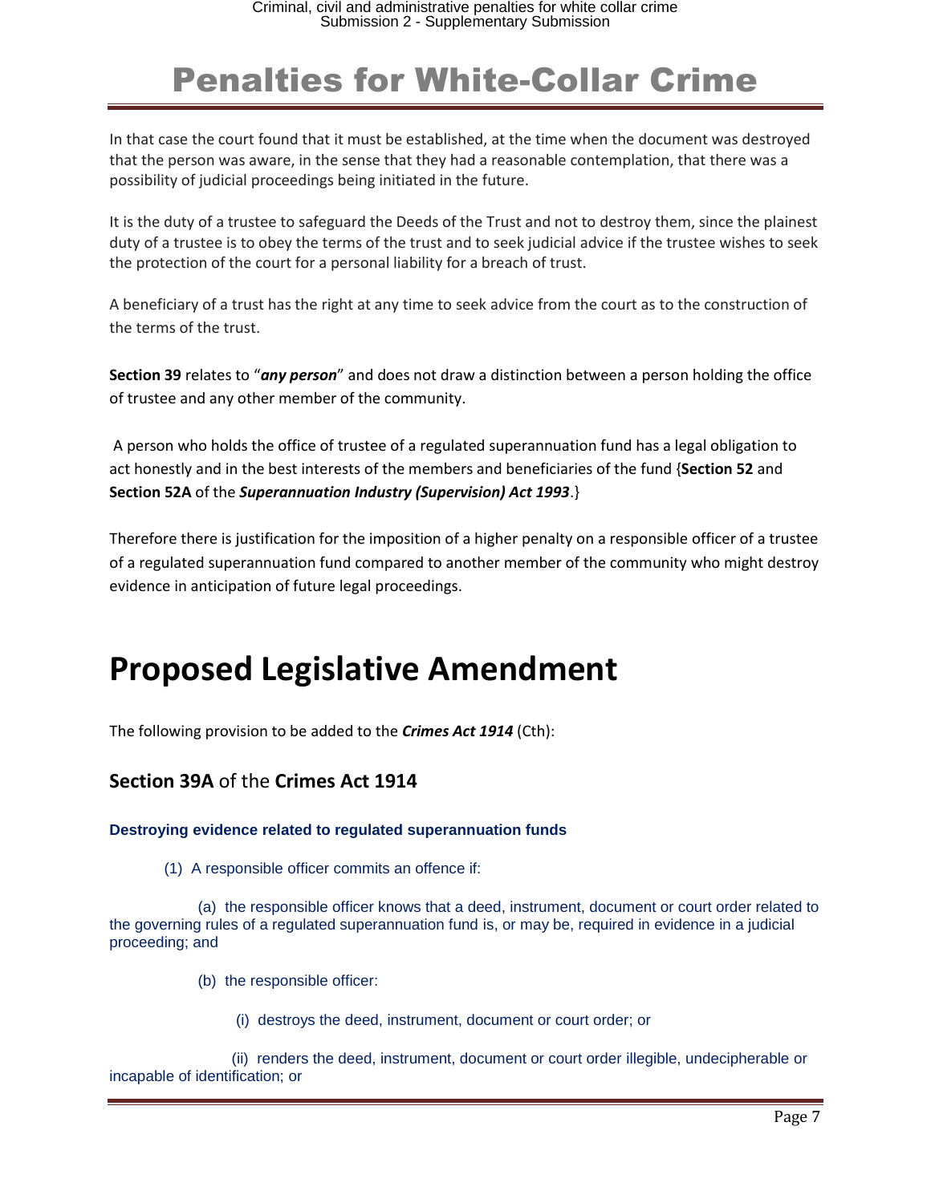# Penalties for White-Collar Crime

In that case the court found that it must be established, at the time when the document was destroyed that the person was aware, in the sense that they had a reasonable contemplation, that there was a possibility of judicial proceedings being initiated in the future.

It is the duty of a trustee to safeguard the Deeds of the Trust and not to destroy them, since the plainest duty of a trustee is to obey the terms of the trust and to seek judicial advice if the trustee wishes to seek the protection of the court for a personal liability for a breach of trust.

A beneficiary of a trust has the right at any time to seek advice from the court as to the construction of the terms of the trust.

**Section 39** relates to "***any person***" and does not draw a distinction between a person holding the office of trustee and any other member of the community.

A person who holds the office of trustee of a regulated superannuation fund has a legal obligation to act honestly and in the best interests of the members and beneficiaries of the fund {**Section 52** and **Section 52A** of the ***Superannuation Industry (Supervision) Act 1993***.}

Therefore there is justification for the imposition of a higher penalty on a responsible officer of a trustee of a regulated superannuation fund compared to another member of the community who might destroy evidence in anticipation of future legal proceedings.

# Proposed Legislative Amendment

The following provision to be added to the ***Crimes Act 1914*** (Cth):

## **Section 39A** of the **Crimes Act 1914**

#### Destroying evidence related to regulated superannuation funds

(1) A responsible officer commits an offence if:

(a) the responsible officer knows that a deed, instrument, document or court order related to the governing rules of a regulated superannuation fund is, or may be, required in evidence in a judicial proceeding; and

(b) the responsible officer:

(i) destroys the deed, instrument, document or court order; or

(ii) renders the deed, instrument, document or court order illegible, undecipherable or incapable of identification; or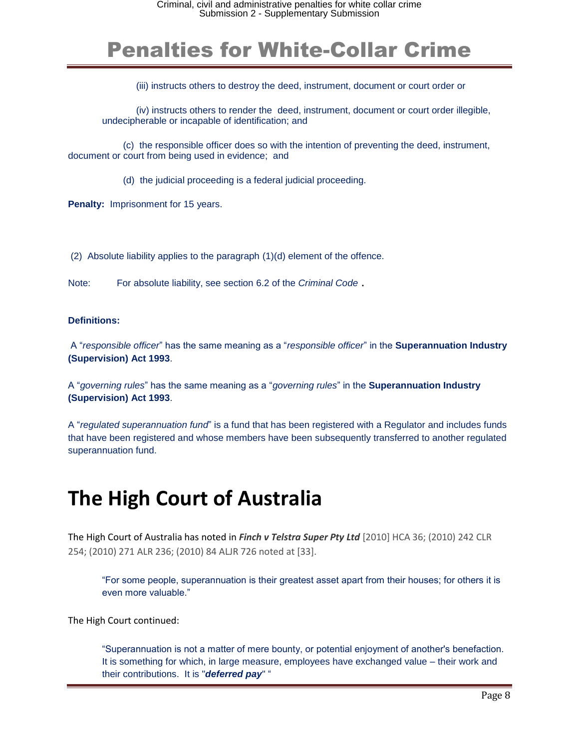# Penalties for White-Collar Crime

(iii) instructs others to destroy the deed, instrument, document or court order or

(iv) instructs others to render the deed, instrument, document or court order illegible, undecipherable or incapable of identification; and

(c) the responsible officer does so with the intention of preventing the deed, instrument, document or court from being used in evidence; and

(d) the judicial proceeding is a federal judicial proceeding.

**Penalty:** Imprisonment for 15 years.

(2) Absolute liability applies to the paragraph (1)(d) element of the offence.

Note: For absolute liability, see section 6.2 of the *Criminal Code* **.**

**Definitions:**

A "*responsible officer*" has the same meaning as a "*responsible officer*" in the **Superannuation Industry (Supervision) Act 1993**.

A "*governing rules*" has the same meaning as a "*governing rules*" in the **Superannuation Industry (Supervision) Act 1993**.

A "*regulated superannuation fund*" is a fund that has been registered with a Regulator and includes funds that have been registered and whose members have been subsequently transferred to another regulated superannuation fund.

# The High Court of Australia

The High Court of Australia has noted in ***Finch v Telstra Super Pty Ltd*** [2010] HCA 36; (2010) 242 CLR 254; (2010) 271 ALR 236; (2010) 84 ALJR 726 noted at [33].

> "For some people, superannuation is their greatest asset apart from their houses; for others it is even more valuable."

The High Court continued:

> "Superannuation is not a matter of mere bounty, or potential enjoyment of another's benefaction. It is something for which, in large measure, employees have exchanged value – their work and their contributions. It is "***deferred pay***" "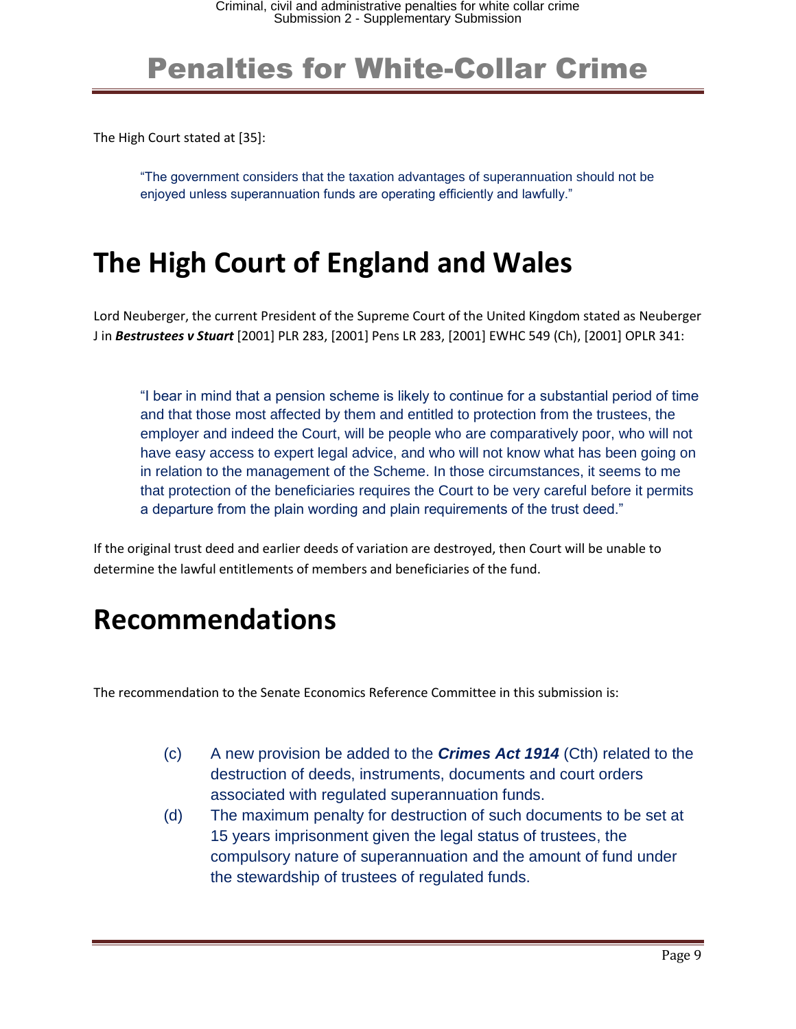# Penalties for White-Collar Crime

The High Court stated at [35]:

> "The government considers that the taxation advantages of superannuation should not be enjoyed unless superannuation funds are operating efficiently and lawfully."

# The High Court of England and Wales

Lord Neuberger, the current President of the Supreme Court of the United Kingdom stated as Neuberger J in ***Bestrustees v Stuart*** [2001] PLR 283, [2001] Pens LR 283, [2001] EWHC 549 (Ch), [2001] OPLR 341:

> "I bear in mind that a pension scheme is likely to continue for a substantial period of time and that those most affected by them and entitled to protection from the trustees, the employer and indeed the Court, will be people who are comparatively poor, who will not have easy access to expert legal advice, and who will not know what has been going on in relation to the management of the Scheme. In those circumstances, it seems to me that protection of the beneficiaries requires the Court to be very careful before it permits a departure from the plain wording and plain requirements of the trust deed."

If the original trust deed and earlier deeds of variation are destroyed, then Court will be unable to determine the lawful entitlements of members and beneficiaries of the fund.

# Recommendations

The recommendation to the Senate Economics Reference Committee in this submission is:

(c) A new provision be added to the ***Crimes Act 1914*** (Cth) related to the destruction of deeds, instruments, documents and court orders associated with regulated superannuation funds.

(d) The maximum penalty for destruction of such documents to be set at 15 years imprisonment given the legal status of trustees, the compulsory nature of superannuation and the amount of fund under the stewardship of trustees of regulated funds.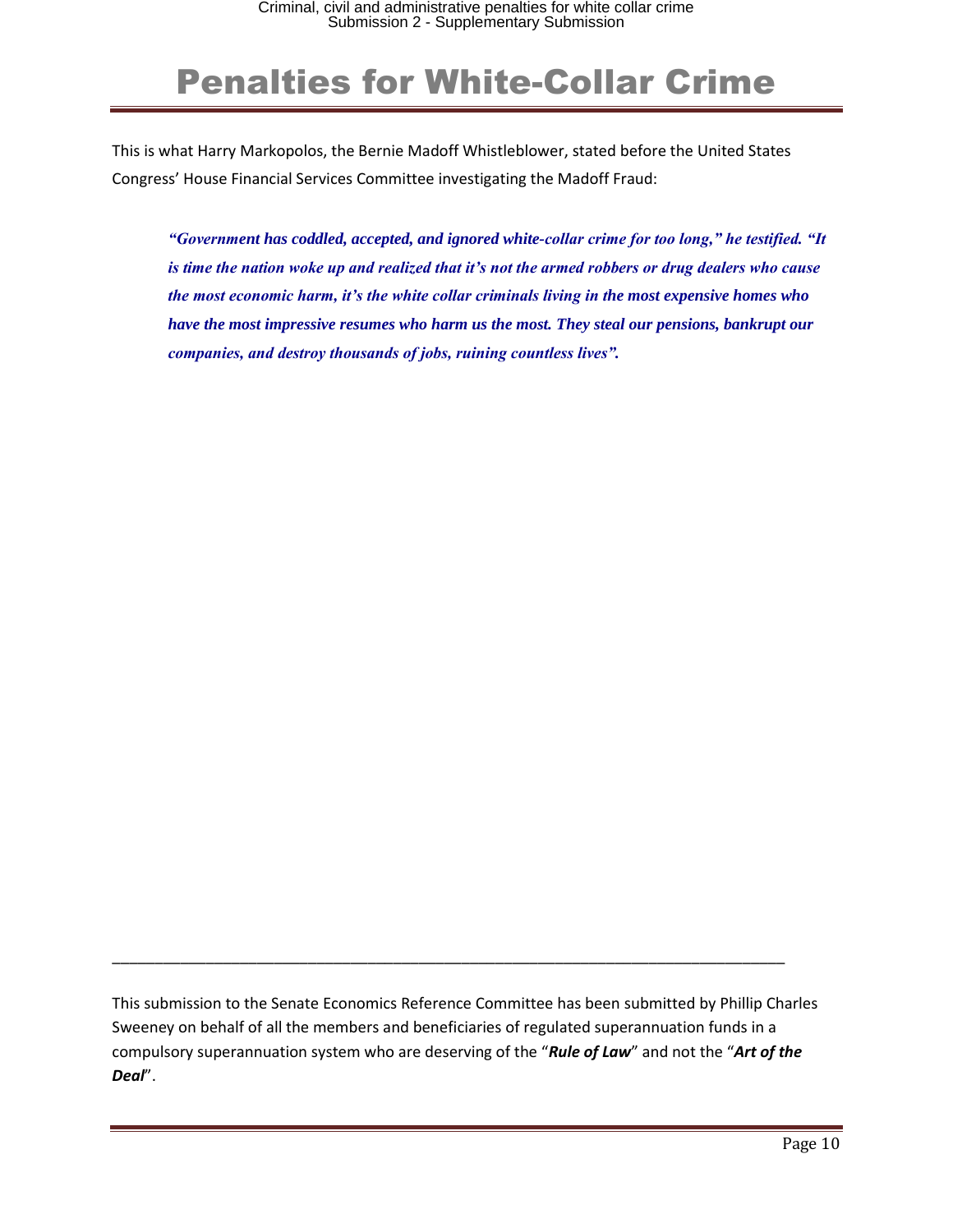# Penalties for White-Collar Crime

This is what Harry Markopolos, the Bernie Madoff Whistleblower, stated before the United States Congress' House Financial Services Committee investigating the Madoff Fraud:

> ***"Government has coddled, accepted, and ignored white-collar crime for too long," he testified. "It is time the nation woke up and realized that it's not the armed robbers or drug dealers who cause the most economic harm, it's the white collar criminals living in the most expensive homes who have the most impressive resumes who harm us the most. They steal our pensions, bankrupt our companies, and destroy thousands of jobs, ruining countless lives".***

---

This submission to the Senate Economics Reference Committee has been submitted by Phillip Charles Sweeney on behalf of all the members and beneficiaries of regulated superannuation funds in a compulsory superannuation system who are deserving of the "***Rule of Law***" and not the "***Art of the Deal***".